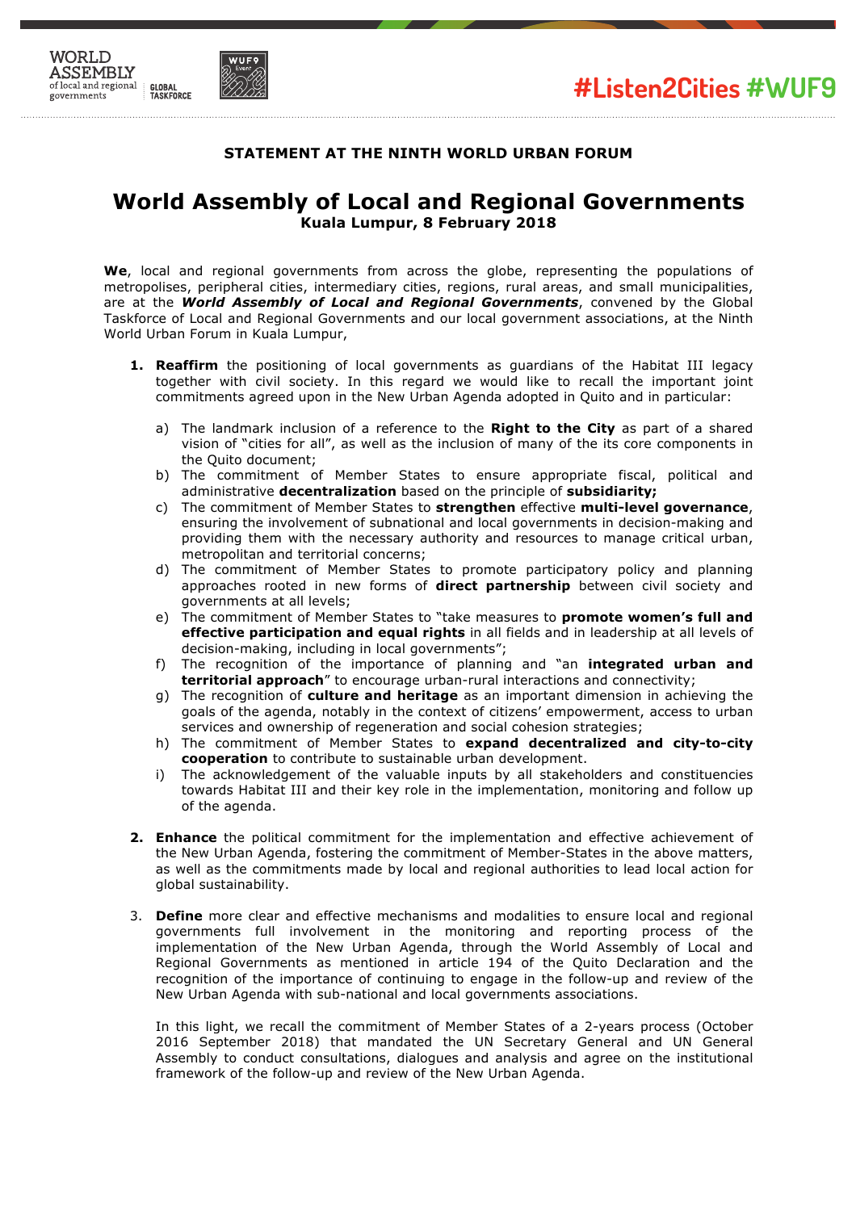WORLD ASSEMBLY of local and regional governments | GLOBAL TASKFORCE

#Listen2Cities #WUF9

**STATEMENT AT THE NINTH WORLD URBAN FORUM**

# World Assembly of Local and Regional Governments

**Kuala Lumpur, 8 February 2018**

**We**, local and regional governments from across the globe, representing the populations of metropolises, peripheral cities, intermediary cities, regions, rural areas, and small municipalities, are at the ***World Assembly of Local and Regional Governments***, convened by the Global Taskforce of Local and Regional Governments and our local government associations, at the Ninth World Urban Forum in Kuala Lumpur,

1. **Reaffirm** the positioning of local governments as guardians of the Habitat III legacy together with civil society. In this regard we would like to recall the important joint commitments agreed upon in the New Urban Agenda adopted in Quito and in particular:

   a) The landmark inclusion of a reference to the **Right to the City** as part of a shared vision of "cities for all", as well as the inclusion of many of the its core components in the Quito document;
   b) The commitment of Member States to ensure appropriate fiscal, political and administrative **decentralization** based on the principle of **subsidiarity;**
   c) The commitment of Member States to **strengthen** effective **multi-level governance**, ensuring the involvement of subnational and local governments in decision-making and providing them with the necessary authority and resources to manage critical urban, metropolitan and territorial concerns;
   d) The commitment of Member States to promote participatory policy and planning approaches rooted in new forms of **direct partnership** between civil society and governments at all levels;
   e) The commitment of Member States to "take measures to **promote women's full and effective participation and equal rights** in all fields and in leadership at all levels of decision-making, including in local governments";
   f) The recognition of the importance of planning and "an **integrated urban and territorial approach**" to encourage urban-rural interactions and connectivity;
   g) The recognition of **culture and heritage** as an important dimension in achieving the goals of the agenda, notably in the context of citizens' empowerment, access to urban services and ownership of regeneration and social cohesion strategies;
   h) The commitment of Member States to **expand decentralized and city-to-city cooperation** to contribute to sustainable urban development.
   i) The acknowledgement of the valuable inputs by all stakeholders and constituencies towards Habitat III and their key role in the implementation, monitoring and follow up of the agenda.

2. **Enhance** the political commitment for the implementation and effective achievement of the New Urban Agenda, fostering the commitment of Member-States in the above matters, as well as the commitments made by local and regional authorities to lead local action for global sustainability.

3. **Define** more clear and effective mechanisms and modalities to ensure local and regional governments full involvement in the monitoring and reporting process of the implementation of the New Urban Agenda, through the World Assembly of Local and Regional Governments as mentioned in article 194 of the Quito Declaration and the recognition of the importance of continuing to engage in the follow-up and review of the New Urban Agenda with sub-national and local governments associations.

   In this light, we recall the commitment of Member States of a 2-years process (October 2016 September 2018) that mandated the UN Secretary General and UN General Assembly to conduct consultations, dialogues and analysis and agree on the institutional framework of the follow-up and review of the New Urban Agenda.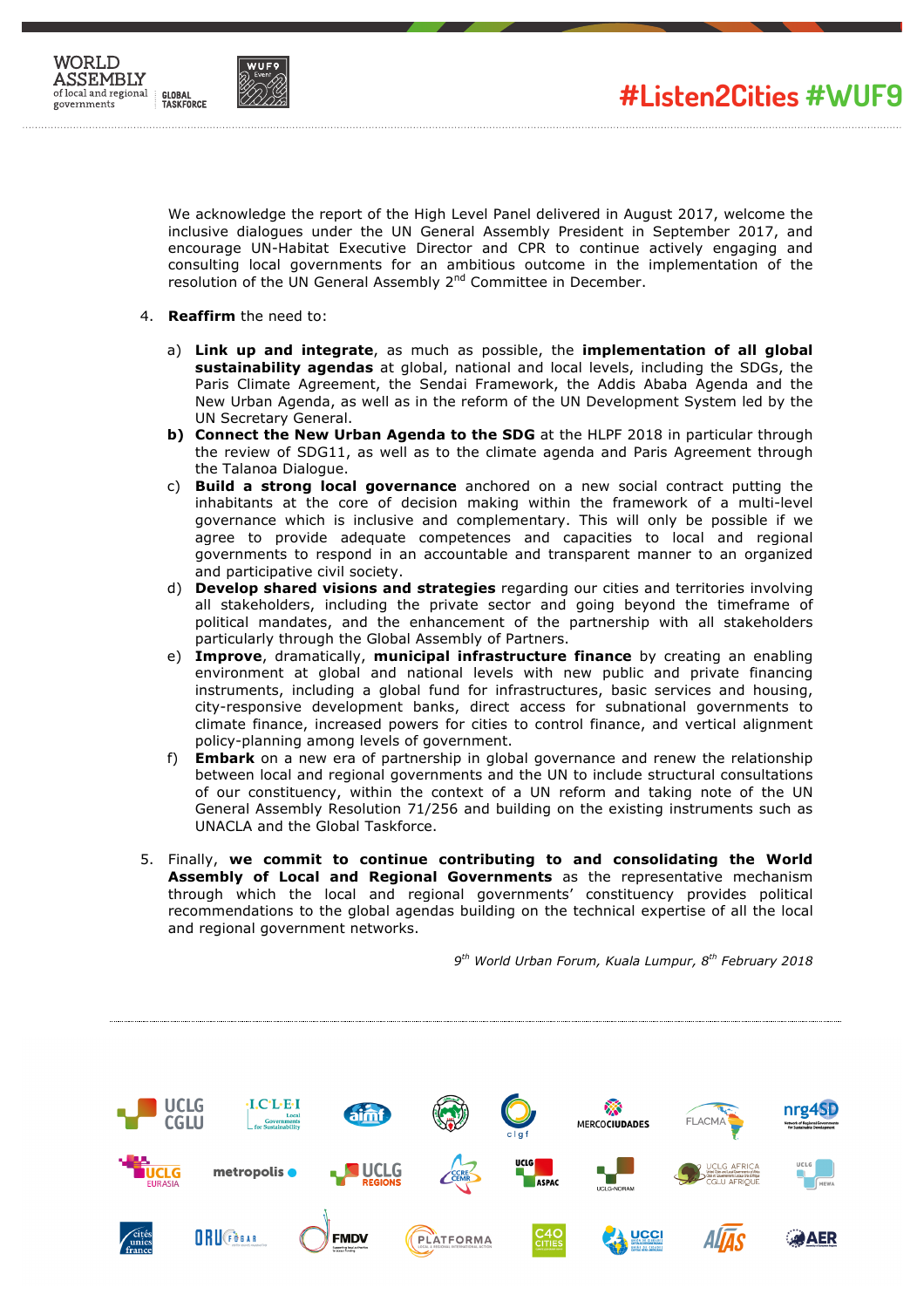We acknowledge the report of the High Level Panel delivered in August 2017, welcome the inclusive dialogues under the UN General Assembly President in September 2017, and encourage UN-Habitat Executive Director and CPR to continue actively engaging and consulting local governments for an ambitious outcome in the implementation of the resolution of the UN General Assembly 2nd Committee in December.

4. **Reaffirm** the need to:

   a) **Link up and integrate**, as much as possible, the **implementation of all global sustainability agendas** at global, national and local levels, including the SDGs, the Paris Climate Agreement, the Sendai Framework, the Addis Ababa Agenda and the New Urban Agenda, as well as in the reform of the UN Development System led by the UN Secretary General.
   
   **b) Connect the New Urban Agenda to the SDG** at the HLPF 2018 in particular through the review of SDG11, as well as to the climate agenda and Paris Agreement through the Talanoa Dialogue.
   
   c) **Build a strong local governance** anchored on a new social contract putting the inhabitants at the core of decision making within the framework of a multi-level governance which is inclusive and complementary. This will only be possible if we agree to provide adequate competences and capacities to local and regional governments to respond in an accountable and transparent manner to an organized and participative civil society.
   
   d) **Develop shared visions and strategies** regarding our cities and territories involving all stakeholders, including the private sector and going beyond the timeframe of political mandates, and the enhancement of the partnership with all stakeholders particularly through the Global Assembly of Partners.
   
   e) **Improve**, dramatically, **municipal infrastructure finance** by creating an enabling environment at global and national levels with new public and private financing instruments, including a global fund for infrastructures, basic services and housing, city-responsive development banks, direct access for subnational governments to climate finance, increased powers for cities to control finance, and vertical alignment policy-planning among levels of government.
   
   f) **Embark** on a new era of partnership in global governance and renew the relationship between local and regional governments and the UN to include structural consultations of our constituency, within the context of a UN reform and taking note of the UN General Assembly Resolution 71/256 and building on the existing instruments such as UNACLA and the Global Taskforce.

5. Finally, **we commit to continue contributing to and consolidating the World Assembly of Local and Regional Governments** as the representative mechanism through which the local and regional governments' constituency provides political recommendations to the global agendas building on the technical expertise of all the local and regional government networks.

*9th World Urban Forum, Kuala Lumpur, 8th February 2018*